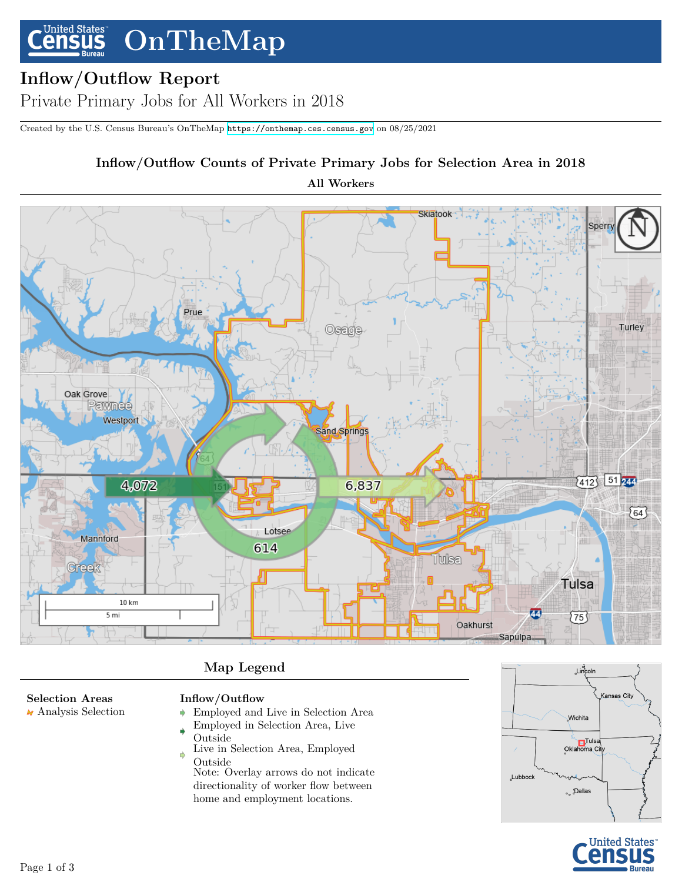# Inflow/Outflow Report

Private Primary Jobs for All Workers in 2018

Created by the U.S. Census Bureau's OnTheMap https://onthemap.ces.census.gov on 08/25/2021

## Inflow/Outflow Counts of Private Primary Jobs for Selection Area in 2018

**All Workers**

4,072

6,837

614

### Map Legend

**Selection Areas**

- Analysis Selection

**Inflow/Outflow**

- Employed and Live in Selection Area
- Employed in Selection Area, Live Outside
- Live in Selection Area, Employed Outside

Note: Overlay arrows do not indicate directionality of worker flow between home and employment locations.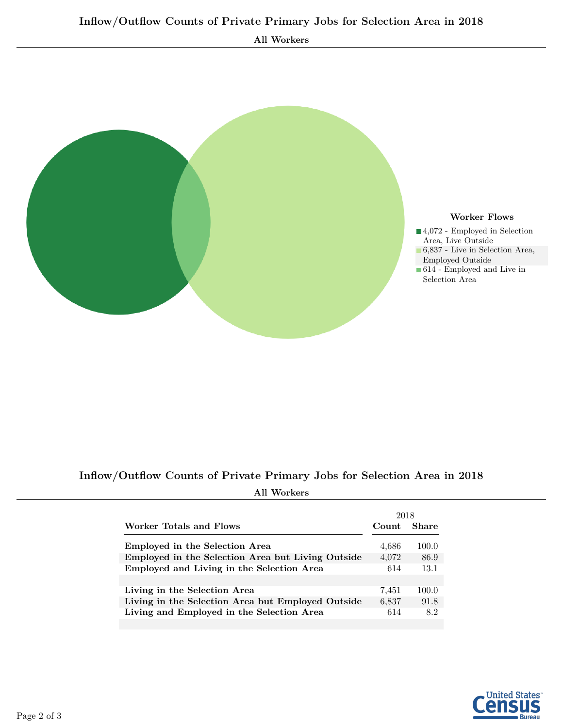## Inflow/Outflow Counts of Private Primary Jobs for Selection Area in 2018

**All Workers**

**Worker Flows**

- 4,072 - Employed in Selection Area, Live Outside
- 6,837 - Live in Selection Area, Employed Outside
- 614 - Employed and Live in Selection Area

## Inflow/Outflow Counts of Private Primary Jobs for Selection Area in 2018

**All Workers**

| Worker Totals and Flows | 2018 | |
|---|---|---|
| | Count | Share |
| **Employed in the Selection Area** | 4,686 | 100.0 |
| **Employed in the Selection Area but Living Outside** | 4,072 | 86.9 |
| **Employed and Living in the Selection Area** | 614 | 13.1 |
| | | |
| **Living in the Selection Area** | 7,451 | 100.0 |
| **Living in the Selection Area but Employed Outside** | 6,837 | 91.8 |
| **Living and Employed in the Selection Area** | 614 | 8.2 |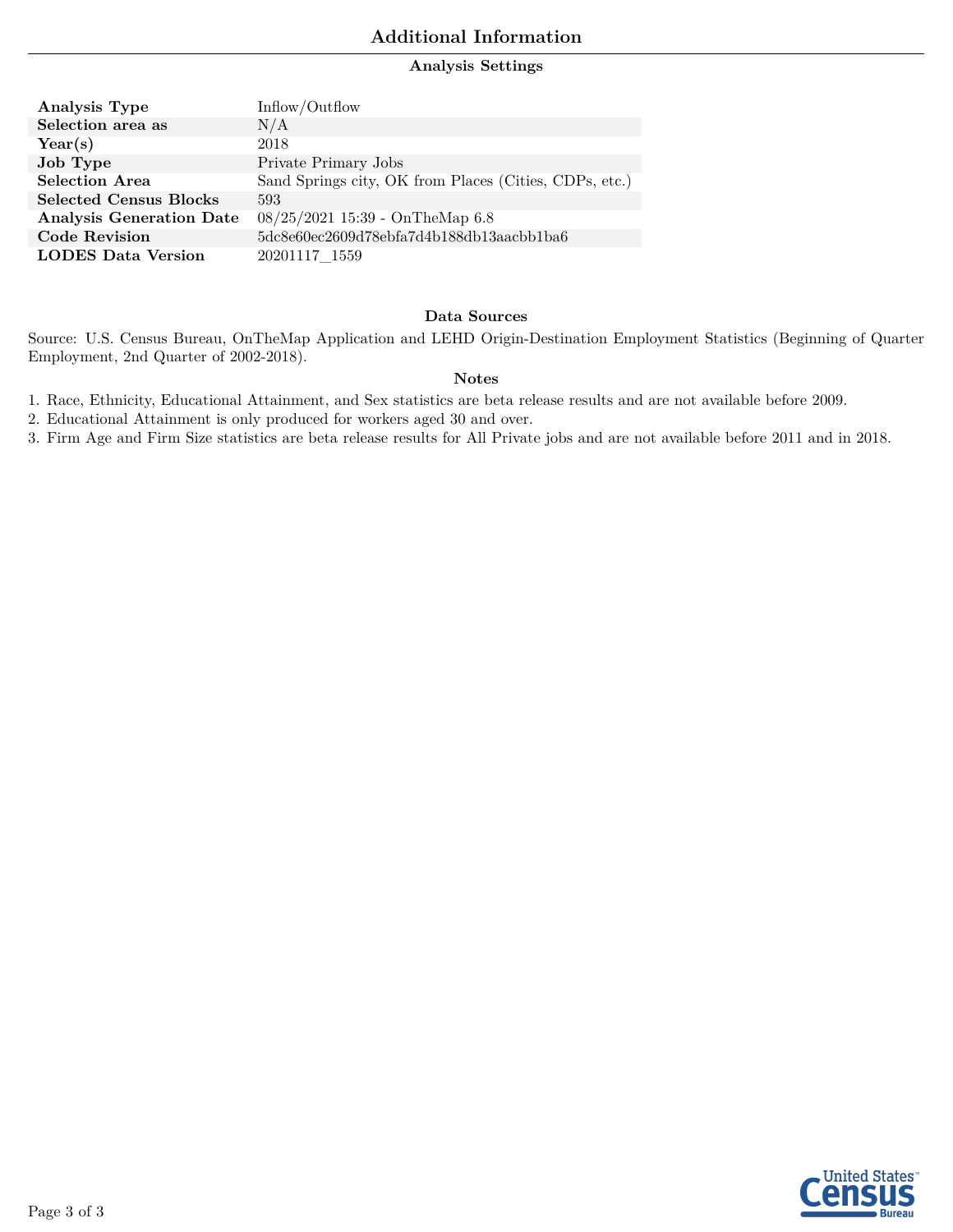# Additional Information

## Analysis Settings

| | |
|---|---|
| **Analysis Type** | Inflow/Outflow |
| **Selection area as** | N/A |
| **Year(s)** | 2018 |
| **Job Type** | Private Primary Jobs |
| **Selection Area** | Sand Springs city, OK from Places (Cities, CDPs, etc.) |
| **Selected Census Blocks** | 593 |
| **Analysis Generation Date** | 08/25/2021 15:39 - OnTheMap 6.8 |
| **Code Revision** | 5dc8e60ec2609d78ebfa7d4b188db13aacbb1ba6 |
| **LODES Data Version** | 20201117_1559 |

## Data Sources

Source: U.S. Census Bureau, OnTheMap Application and LEHD Origin-Destination Employment Statistics (Beginning of Quarter Employment, 2nd Quarter of 2002-2018).

## Notes

1. Race, Ethnicity, Educational Attainment, and Sex statistics are beta release results and are not available before 2009.
2. Educational Attainment is only produced for workers aged 30 and over.
3. Firm Age and Firm Size statistics are beta release results for All Private jobs and are not available before 2011 and in 2018.